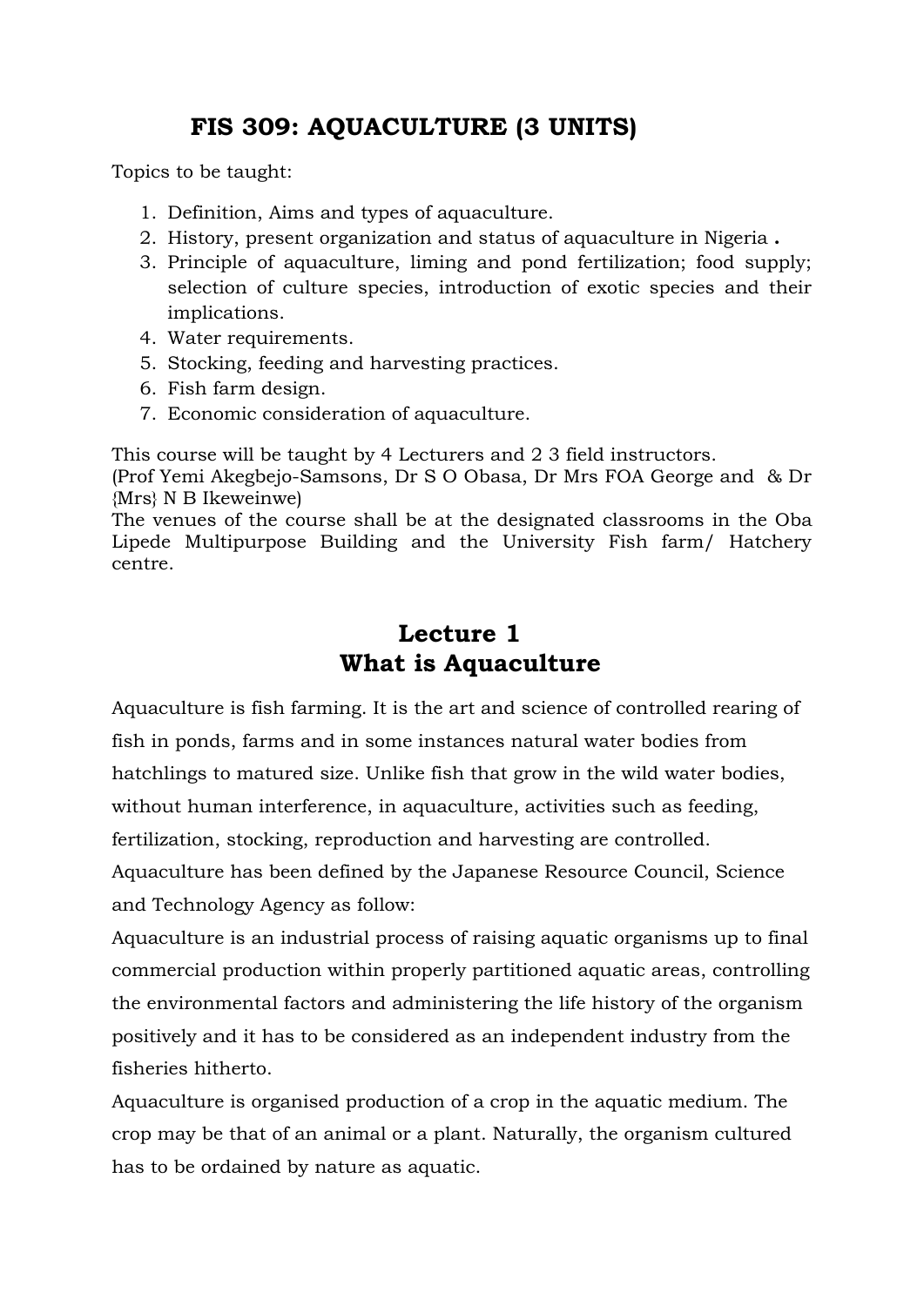# FIS 309: AQUACULTURE (3 UNITS)

Topics to be taught:

1. Definition, Aims and types of aquaculture.
2. History, present organization and status of aquaculture in Nigeria **.**
3. Principle of aquaculture, liming and pond fertilization; food supply; selection of culture species, introduction of exotic species and their implications.
4. Water requirements.
5. Stocking, feeding and harvesting practices.
6. Fish farm design.
7. Economic consideration of aquaculture.

This course will be taught by 4 Lecturers and 2 3 field instructors.
(Prof Yemi Akegbejo-Samsons, Dr S O Obasa, Dr Mrs FOA George and & Dr {Mrs} N B Ikeweinwe)
The venues of the course shall be at the designated classrooms in the Oba Lipede Multipurpose Building and the University Fish farm/ Hatchery centre.

## Lecture 1
## What is Aquaculture

Aquaculture is fish farming. It is the art and science of controlled rearing of fish in ponds, farms and in some instances natural water bodies from hatchlings to matured size. Unlike fish that grow in the wild water bodies, without human interference, in aquaculture, activities such as feeding, fertilization, stocking, reproduction and harvesting are controlled.
Aquaculture has been defined by the Japanese Resource Council, Science and Technology Agency as follow:
Aquaculture is an industrial process of raising aquatic organisms up to final commercial production within properly partitioned aquatic areas, controlling the environmental factors and administering the life history of the organism positively and it has to be considered as an independent industry from the fisheries hitherto.
Aquaculture is organised production of a crop in the aquatic medium. The crop may be that of an animal or a plant. Naturally, the organism cultured has to be ordained by nature as aquatic.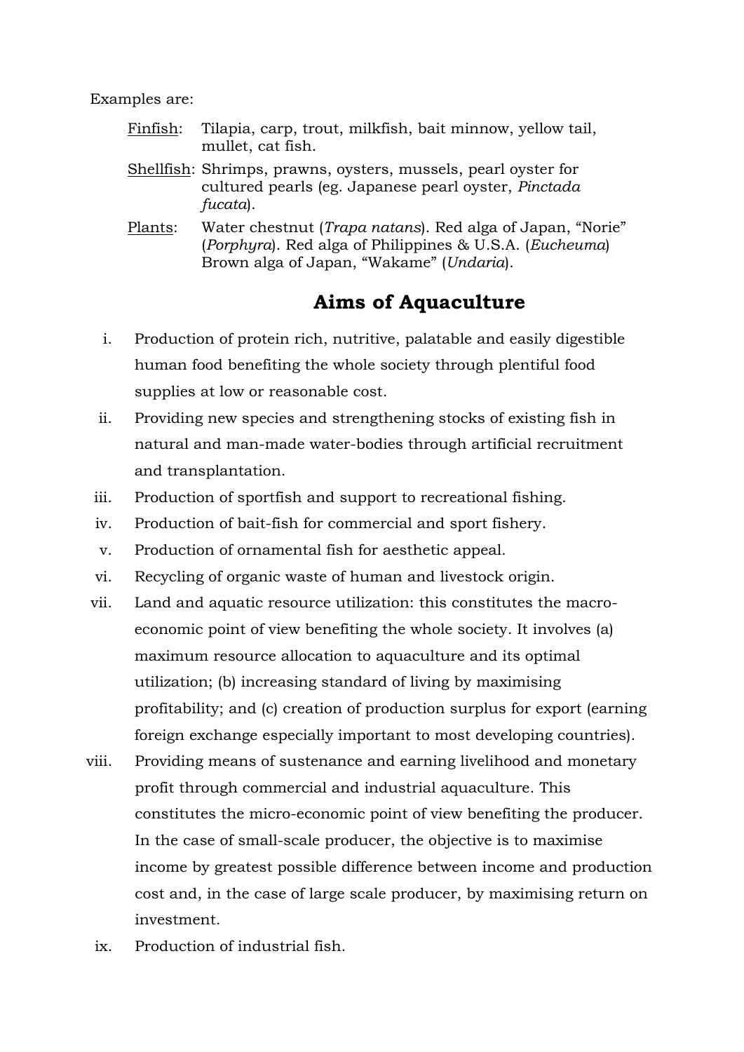Examples are:

- Finfish: Tilapia, carp, trout, milkfish, bait minnow, yellow tail, mullet, cat fish.
- Shellfish: Shrimps, prawns, oysters, mussels, pearl oyster for cultured pearls (eg. Japanese pearl oyster, *Pinctada fucata*).
- Plants: Water chestnut (*Trapa natans*). Red alga of Japan, "Norie" (*Porphyra*). Red alga of Philippines & U.S.A. (*Eucheuma*) Brown alga of Japan, "Wakame" (*Undaria*).

## Aims of Aquaculture

i. Production of protein rich, nutritive, palatable and easily digestible human food benefiting the whole society through plentiful food supplies at low or reasonable cost.

ii. Providing new species and strengthening stocks of existing fish in natural and man-made water-bodies through artificial recruitment and transplantation.

iii. Production of sportfish and support to recreational fishing.

iv. Production of bait-fish for commercial and sport fishery.

v. Production of ornamental fish for aesthetic appeal.

vi. Recycling of organic waste of human and livestock origin.

vii. Land and aquatic resource utilization: this constitutes the macro-economic point of view benefiting the whole society. It involves (a) maximum resource allocation to aquaculture and its optimal utilization; (b) increasing standard of living by maximising profitability; and (c) creation of production surplus for export (earning foreign exchange especially important to most developing countries).

viii. Providing means of sustenance and earning livelihood and monetary profit through commercial and industrial aquaculture. This constitutes the micro-economic point of view benefiting the producer. In the case of small-scale producer, the objective is to maximise income by greatest possible difference between income and production cost and, in the case of large scale producer, by maximising return on investment.

ix. Production of industrial fish.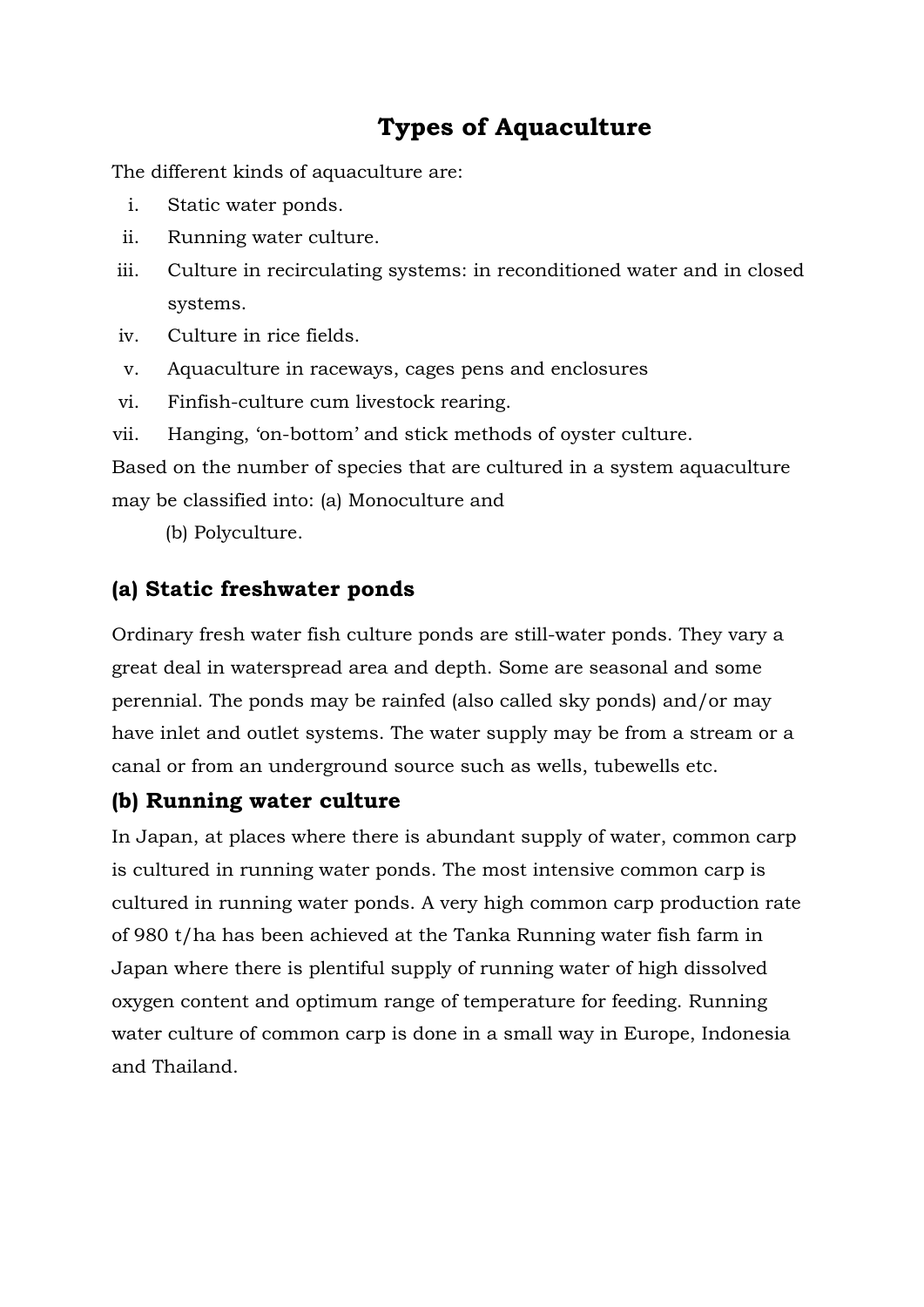# Types of Aquaculture

The different kinds of aquaculture are:

i. Static water ponds.
ii. Running water culture.
iii. Culture in recirculating systems: in reconditioned water and in closed systems.
iv. Culture in rice fields.
v. Aquaculture in raceways, cages pens and enclosures
vi. Finfish-culture cum livestock rearing.
vii. Hanging, 'on-bottom' and stick methods of oyster culture.

Based on the number of species that are cultured in a system aquaculture may be classified into: (a) Monoculture and

(b) Polyculture.

## (a) Static freshwater ponds

Ordinary fresh water fish culture ponds are still-water ponds. They vary a great deal in waterspread area and depth. Some are seasonal and some perennial. The ponds may be rainfed (also called sky ponds) and/or may have inlet and outlet systems. The water supply may be from a stream or a canal or from an underground source such as wells, tubewells etc.

## (b) Running water culture

In Japan, at places where there is abundant supply of water, common carp is cultured in running water ponds. The most intensive common carp is cultured in running water ponds. A very high common carp production rate of 980 t/ha has been achieved at the Tanka Running water fish farm in Japan where there is plentiful supply of running water of high dissolved oxygen content and optimum range of temperature for feeding. Running water culture of common carp is done in a small way in Europe, Indonesia and Thailand.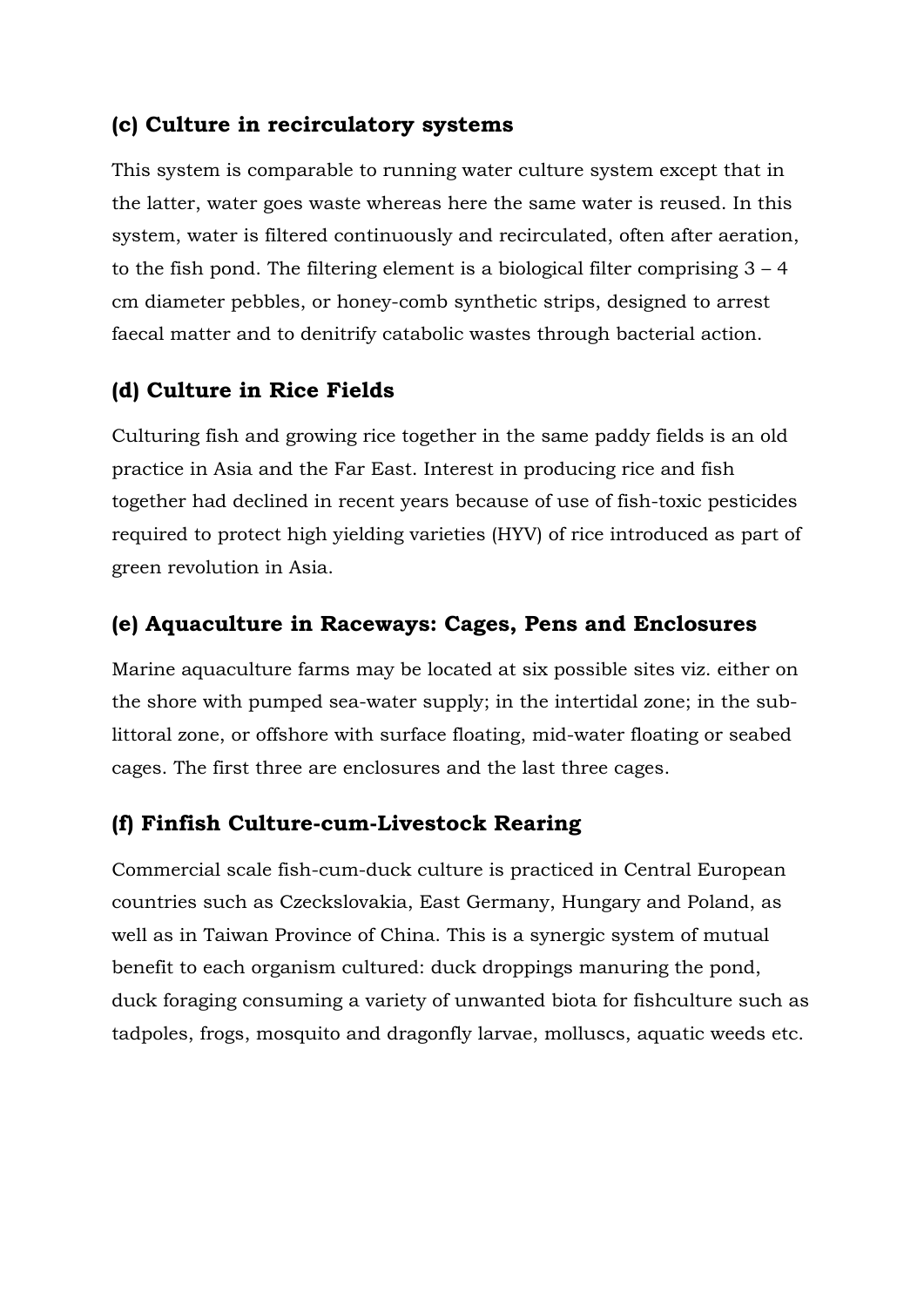### (c) Culture in recirculatory systems

This system is comparable to running water culture system except that in the latter, water goes waste whereas here the same water is reused. In this system, water is filtered continuously and recirculated, often after aeration, to the fish pond. The filtering element is a biological filter comprising 3 – 4 cm diameter pebbles, or honey-comb synthetic strips, designed to arrest faecal matter and to denitrify catabolic wastes through bacterial action.

### (d) Culture in Rice Fields

Culturing fish and growing rice together in the same paddy fields is an old practice in Asia and the Far East. Interest in producing rice and fish together had declined in recent years because of use of fish-toxic pesticides required to protect high yielding varieties (HYV) of rice introduced as part of green revolution in Asia.

### (e) Aquaculture in Raceways: Cages, Pens and Enclosures

Marine aquaculture farms may be located at six possible sites viz. either on the shore with pumped sea-water supply; in the intertidal zone; in the sub-littoral zone, or offshore with surface floating, mid-water floating or seabed cages. The first three are enclosures and the last three cages.

### (f) Finfish Culture-cum-Livestock Rearing

Commercial scale fish-cum-duck culture is practiced in Central European countries such as Czeckslovakia, East Germany, Hungary and Poland, as well as in Taiwan Province of China. This is a synergic system of mutual benefit to each organism cultured: duck droppings manuring the pond, duck foraging consuming a variety of unwanted biota for fishculture such as tadpoles, frogs, mosquito and dragonfly larvae, molluscs, aquatic weeds etc.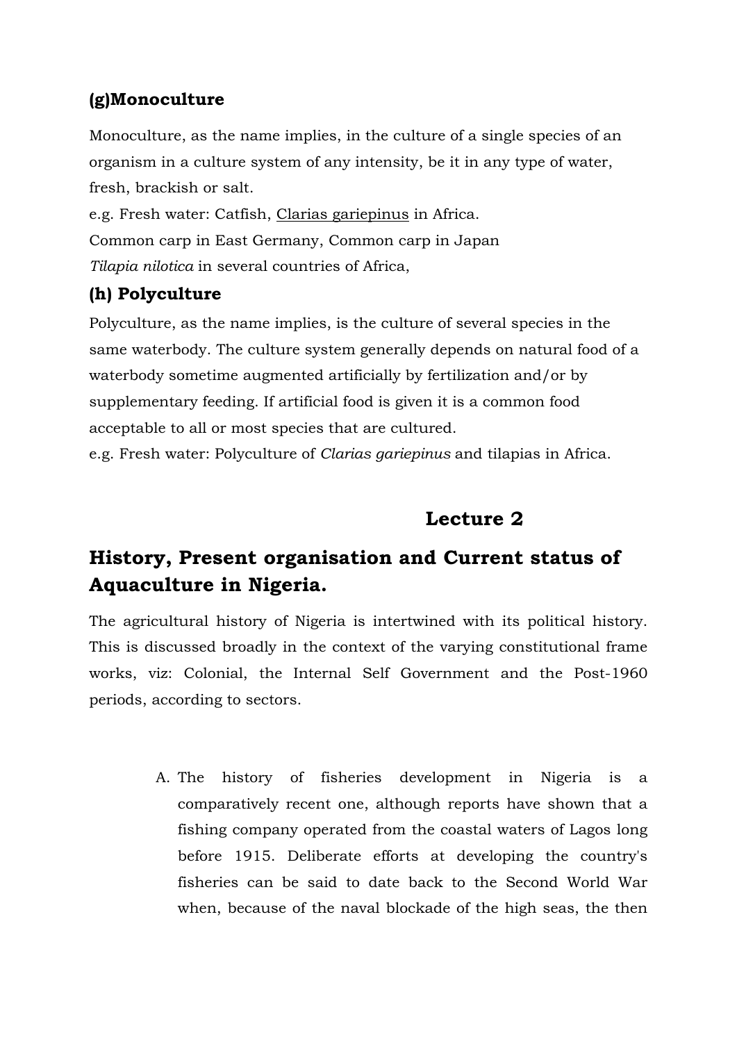### (g)Monoculture

Monoculture, as the name implies, in the culture of a single species of an organism in a culture system of any intensity, be it in any type of water, fresh, brackish or salt.

e.g. Fresh water: Catfish, Clarias gariepinus in Africa.

Common carp in East Germany, Common carp in Japan

*Tilapia nilotica* in several countries of Africa,

### (h) Polyculture

Polyculture, as the name implies, is the culture of several species in the same waterbody. The culture system generally depends on natural food of a waterbody sometime augmented artificially by fertilization and/or by supplementary feeding. If artificial food is given it is a common food acceptable to all or most species that are cultured.

e.g. Fresh water: Polyculture of *Clarias gariepinus* and tilapias in Africa.

## Lecture 2

## History, Present organisation and Current status of Aquaculture in Nigeria.

The agricultural history of Nigeria is intertwined with its political history. This is discussed broadly in the context of the varying constitutional frame works, viz: Colonial, the Internal Self Government and the Post-1960 periods, according to sectors.

A. The history of fisheries development in Nigeria is a comparatively recent one, although reports have shown that a fishing company operated from the coastal waters of Lagos long before 1915. Deliberate efforts at developing the country's fisheries can be said to date back to the Second World War when, because of the naval blockade of the high seas, the then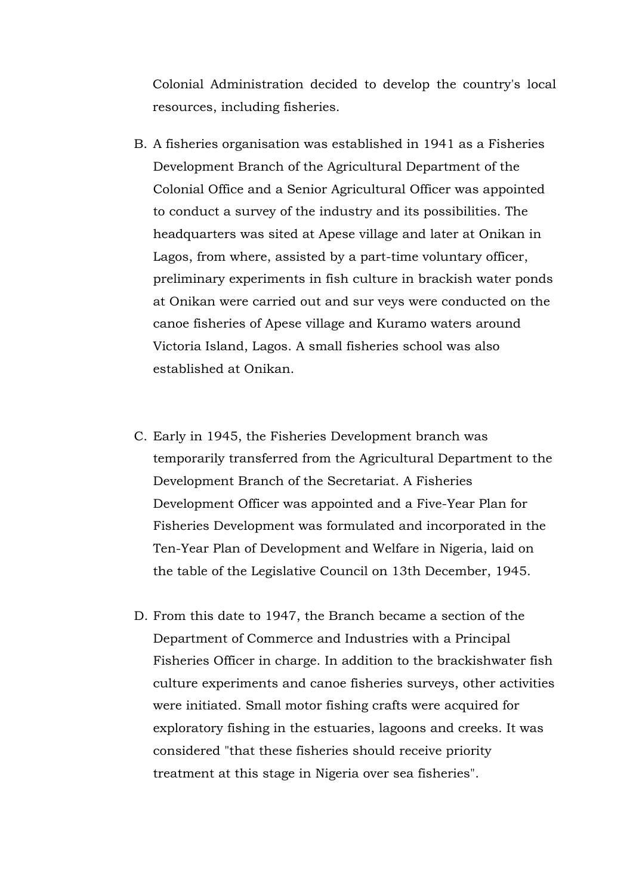Colonial Administration decided to develop the country's local resources, including fisheries.

B. A fisheries organisation was established in 1941 as a Fisheries Development Branch of the Agricultural Department of the Colonial Office and a Senior Agricultural Officer was appointed to conduct a survey of the industry and its possibilities. The headquarters was sited at Apese village and later at Onikan in Lagos, from where, assisted by a part-time voluntary officer, preliminary experiments in fish culture in brackish water ponds at Onikan were carried out and sur veys were conducted on the canoe fisheries of Apese village and Kuramo waters around Victoria Island, Lagos. A small fisheries school was also established at Onikan.

C. Early in 1945, the Fisheries Development branch was temporarily transferred from the Agricultural Department to the Development Branch of the Secretariat. A Fisheries Development Officer was appointed and a Five-Year Plan for Fisheries Development was formulated and incorporated in the Ten-Year Plan of Development and Welfare in Nigeria, laid on the table of the Legislative Council on 13th December, 1945.

D. From this date to 1947, the Branch became a section of the Department of Commerce and Industries with a Principal Fisheries Officer in charge. In addition to the brackishwater fish culture experiments and canoe fisheries surveys, other activities were initiated. Small motor fishing crafts were acquired for exploratory fishing in the estuaries, lagoons and creeks. It was considered "that these fisheries should receive priority treatment at this stage in Nigeria over sea fisheries".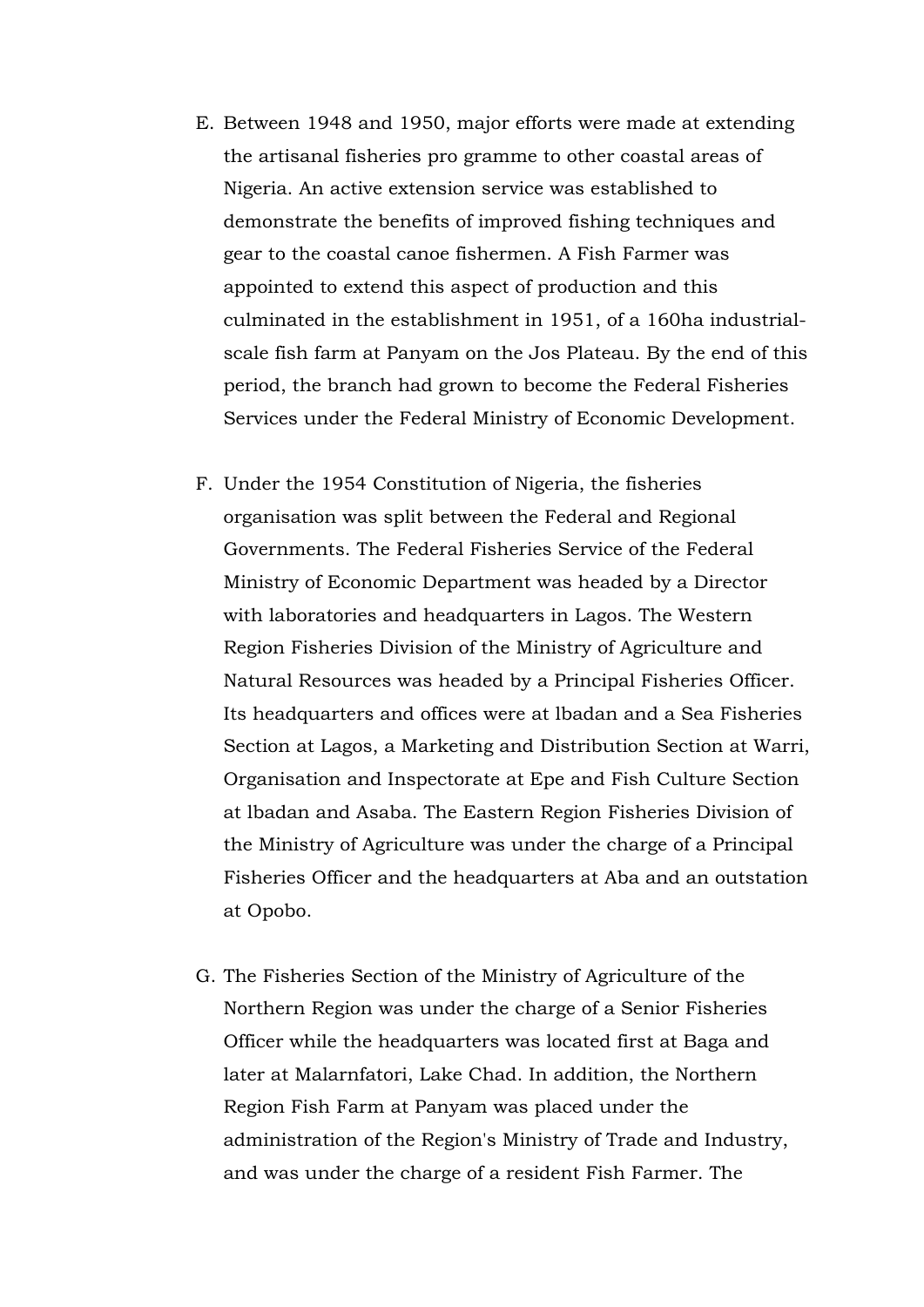E. Between 1948 and 1950, major efforts were made at extending the artisanal fisheries pro gramme to other coastal areas of Nigeria. An active extension service was established to demonstrate the benefits of improved fishing techniques and gear to the coastal canoe fishermen. A Fish Farmer was appointed to extend this aspect of production and this culminated in the establishment in 1951, of a 160ha industrial-scale fish farm at Panyam on the Jos Plateau. By the end of this period, the branch had grown to become the Federal Fisheries Services under the Federal Ministry of Economic Development.

F. Under the 1954 Constitution of Nigeria, the fisheries organisation was split between the Federal and Regional Governments. The Federal Fisheries Service of the Federal Ministry of Economic Department was headed by a Director with laboratories and headquarters in Lagos. The Western Region Fisheries Division of the Ministry of Agriculture and Natural Resources was headed by a Principal Fisheries Officer. Its headquarters and offices were at lbadan and a Sea Fisheries Section at Lagos, a Marketing and Distribution Section at Warri, Organisation and Inspectorate at Epe and Fish Culture Section at lbadan and Asaba. The Eastern Region Fisheries Division of the Ministry of Agriculture was under the charge of a Principal Fisheries Officer and the headquarters at Aba and an outstation at Opobo.

G. The Fisheries Section of the Ministry of Agriculture of the Northern Region was under the charge of a Senior Fisheries Officer while the headquarters was located first at Baga and later at Malarnfatori, Lake Chad. In addition, the Northern Region Fish Farm at Panyam was placed under the administration of the Region's Ministry of Trade and Industry, and was under the charge of a resident Fish Farmer. The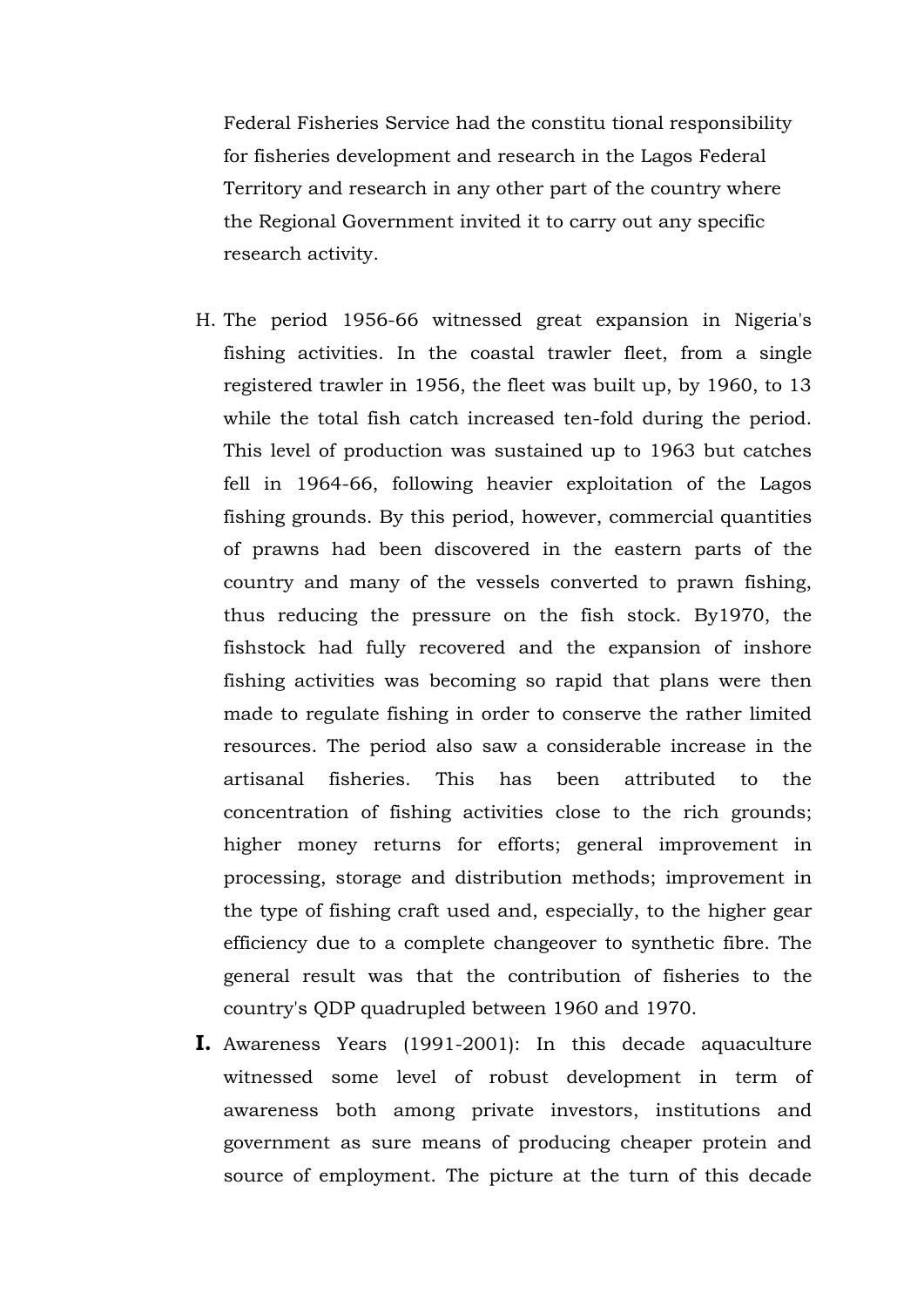Federal Fisheries Service had the constitu tional responsibility for fisheries development and research in the Lagos Federal Territory and research in any other part of the country where the Regional Government invited it to carry out any specific research activity.

H. The period 1956-66 witnessed great expansion in Nigeria's fishing activities. In the coastal trawler fleet, from a single registered trawler in 1956, the fleet was built up, by 1960, to 13 while the total fish catch increased ten-fold during the period. This level of production was sustained up to 1963 but catches fell in 1964-66, following heavier exploitation of the Lagos fishing grounds. By this period, however, commercial quantities of prawns had been discovered in the eastern parts of the country and many of the vessels converted to prawn fishing, thus reducing the pressure on the fish stock. By1970, the fishstock had fully recovered and the expansion of inshore fishing activities was becoming so rapid that plans were then made to regulate fishing in order to conserve the rather limited resources. The period also saw a considerable increase in the artisanal fisheries. This has been attributed to the concentration of fishing activities close to the rich grounds; higher money returns for efforts; general improvement in processing, storage and distribution methods; improvement in the type of fishing craft used and, especially, to the higher gear efficiency due to a complete changeover to synthetic fibre. The general result was that the contribution of fisheries to the country's QDP quadrupled between 1960 and 1970.

**I.** Awareness Years (1991-2001): In this decade aquaculture witnessed some level of robust development in term of awareness both among private investors, institutions and government as sure means of producing cheaper protein and source of employment. The picture at the turn of this decade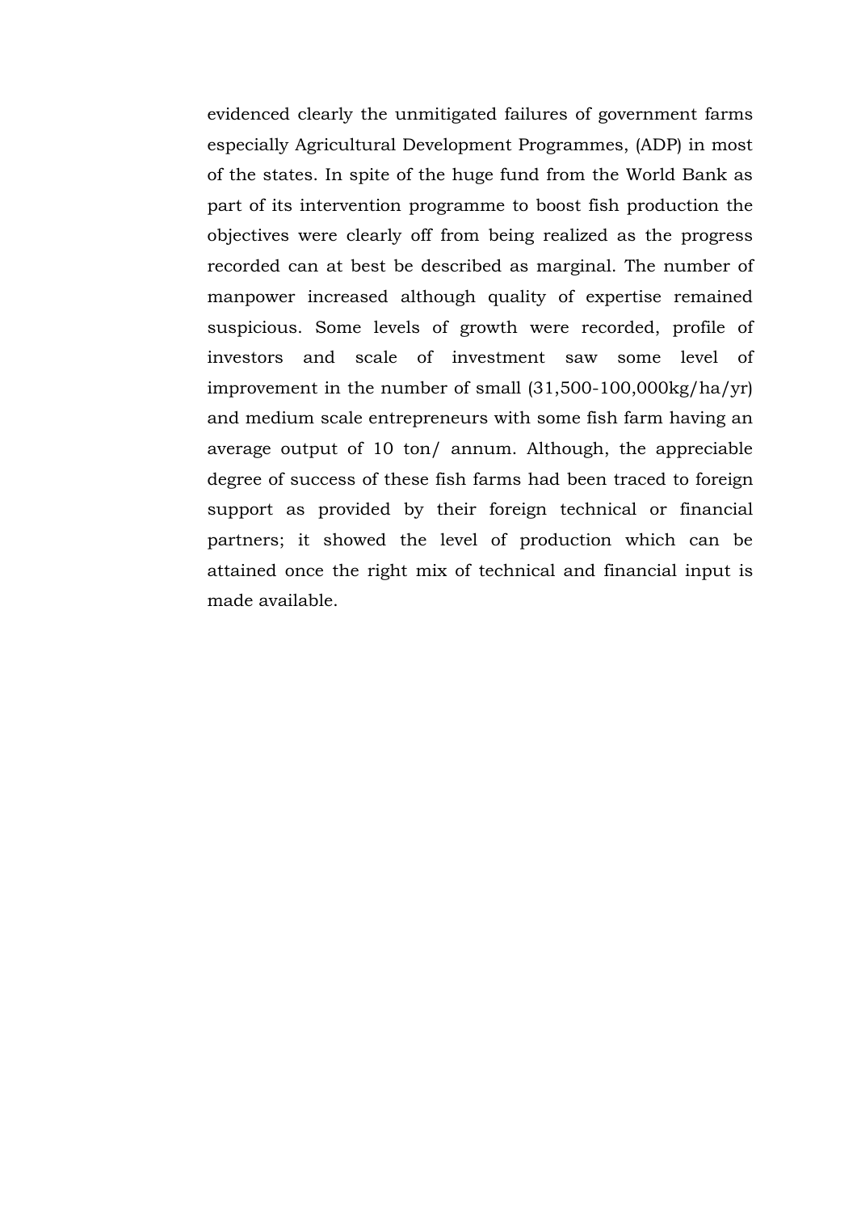evidenced clearly the unmitigated failures of government farms especially Agricultural Development Programmes, (ADP) in most of the states. In spite of the huge fund from the World Bank as part of its intervention programme to boost fish production the objectives were clearly off from being realized as the progress recorded can at best be described as marginal. The number of manpower increased although quality of expertise remained suspicious. Some levels of growth were recorded, profile of investors and scale of investment saw some level of improvement in the number of small (31,500-100,000kg/ha/yr) and medium scale entrepreneurs with some fish farm having an average output of 10 ton/ annum. Although, the appreciable degree of success of these fish farms had been traced to foreign support as provided by their foreign technical or financial partners; it showed the level of production which can be attained once the right mix of technical and financial input is made available.